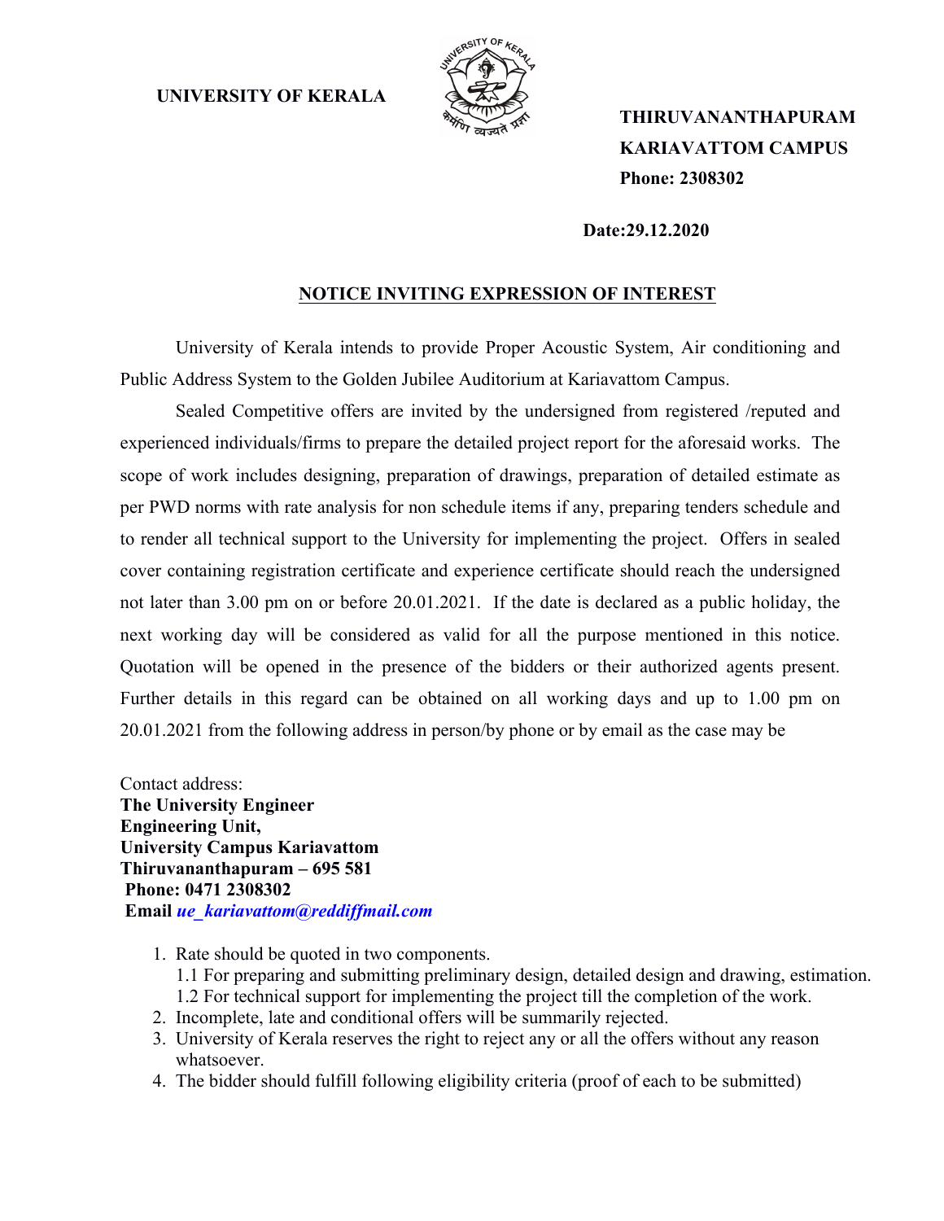**UNIVERSITY OF KERALA**

**THIRUVANANTHAPURAM**
**KARIAVATTOM CAMPUS**
**Phone: 2308302**

**Date:29.12.2020**

## NOTICE INVITING EXPRESSION OF INTEREST

University of Kerala intends to provide Proper Acoustic System, Air conditioning and Public Address System to the Golden Jubilee Auditorium at Kariavattom Campus.

Sealed Competitive offers are invited by the undersigned from registered /reputed and experienced individuals/firms to prepare the detailed project report for the aforesaid works. The scope of work includes designing, preparation of drawings, preparation of detailed estimate as per PWD norms with rate analysis for non schedule items if any, preparing tenders schedule and to render all technical support to the University for implementing the project. Offers in sealed cover containing registration certificate and experience certificate should reach the undersigned not later than 3.00 pm on or before 20.01.2021. If the date is declared as a public holiday, the next working day will be considered as valid for all the purpose mentioned in this notice. Quotation will be opened in the presence of the bidders or their authorized agents present. Further details in this regard can be obtained on all working days and up to 1.00 pm on 20.01.2021 from the following address in person/by phone or by email as the case may be

Contact address:
**The University Engineer**
**Engineering Unit,**
**University Campus Kariavattom**
**Thiruvananthapuram – 695 581**
**Phone: 0471 2308302**
**Email** ***ue_kariavattom@reddiffmail.com***

1. Rate should be quoted in two components.
   1.1 For preparing and submitting preliminary design, detailed design and drawing, estimation.
   1.2 For technical support for implementing the project till the completion of the work.
2. Incomplete, late and conditional offers will be summarily rejected.
3. University of Kerala reserves the right to reject any or all the offers without any reason whatsoever.
4. The bidder should fulfill following eligibility criteria (proof of each to be submitted)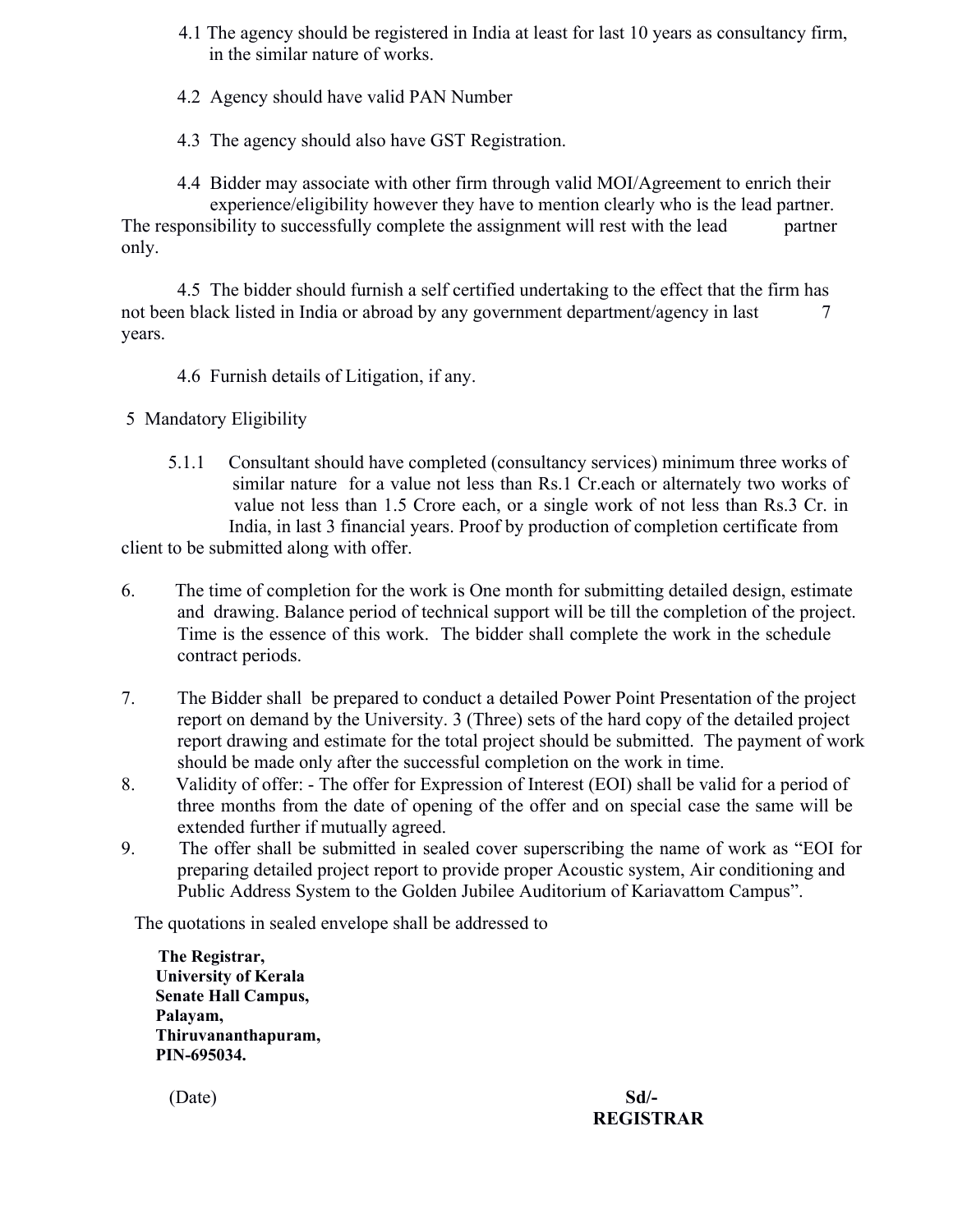4.1 The agency should be registered in India at least for last 10 years as consultancy firm, in the similar nature of works.

4.2 Agency should have valid PAN Number

4.3 The agency should also have GST Registration.

4.4 Bidder may associate with other firm through valid MOI/Agreement to enrich their experience/eligibility however they have to mention clearly who is the lead partner. The responsibility to successfully complete the assignment will rest with the lead partner only.

4.5 The bidder should furnish a self certified undertaking to the effect that the firm has not been black listed in India or abroad by any government department/agency in last 7 years.

4.6 Furnish details of Litigation, if any.

5 Mandatory Eligibility

5.1.1 Consultant should have completed (consultancy services) minimum three works of similar nature for a value not less than Rs.1 Cr.each or alternately two works of value not less than 1.5 Crore each, or a single work of not less than Rs.3 Cr. in India, in last 3 financial years. Proof by production of completion certificate from client to be submitted along with offer.

6. The time of completion for the work is One month for submitting detailed design, estimate and drawing. Balance period of technical support will be till the completion of the project. Time is the essence of this work. The bidder shall complete the work in the schedule contract periods.

7. The Bidder shall be prepared to conduct a detailed Power Point Presentation of the project report on demand by the University. 3 (Three) sets of the hard copy of the detailed project report drawing and estimate for the total project should be submitted. The payment of work should be made only after the successful completion on the work in time.

8. Validity of offer: - The offer for Expression of Interest (EOI) shall be valid for a period of three months from the date of opening of the offer and on special case the same will be extended further if mutually agreed.

9. The offer shall be submitted in sealed cover superscribing the name of work as "EOI for preparing detailed project report to provide proper Acoustic system, Air conditioning and Public Address System to the Golden Jubilee Auditorium of Kariavattom Campus".

The quotations in sealed envelope shall be addressed to

**The Registrar,**
**University of Kerala**
**Senate Hall Campus,**
**Palayam,**
**Thiruvananthapuram,**
**PIN-695034.**

(Date)

**Sd/-**
**REGISTRAR**